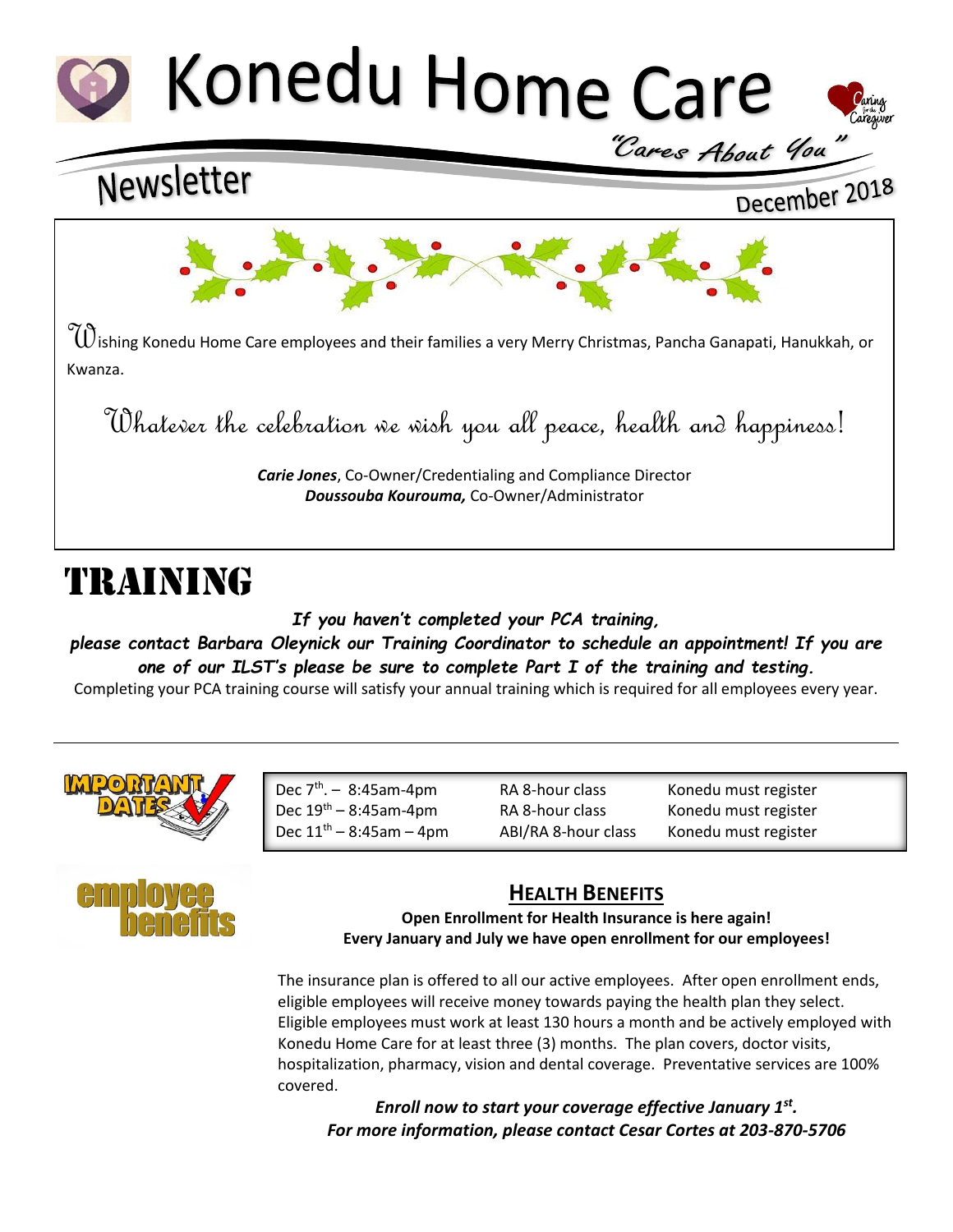# Konedu Home Care

*"Cares About You"*

## Newsletter

December 2018

Wishing Konedu Home Care employees and their families a very Merry Christmas, Pancha Ganapati, Hanukkah, or Kwanza.

*Whatever the celebration we wish you all peace, health and happiness!*

***Carie Jones***, Co-Owner/Credentialing and Compliance Director
***Doussouba Kourouma,*** Co-Owner/Administrator

# TRAINING

***If you haven't completed your PCA training, please contact Barbara Oleynick our Training Coordinator to schedule an appointment! If you are one of our ILST's please be sure to complete Part I of the training and testing.***

Completing your PCA training course will satisfy your annual training which is required for all employees every year.

**IMPORTANT DATES**

| | | |
|---|---|---|
| Dec 7th. – 8:45am-4pm | RA 8-hour class | Konedu must register |
| Dec 19th – 8:45am-4pm | RA 8-hour class | Konedu must register |
| Dec 11th – 8:45am – 4pm | ABI/RA 8-hour class | Konedu must register |

**employee benefits**

## HEALTH BENEFITS

**Open Enrollment for Health Insurance is here again!**
**Every January and July we have open enrollment for our employees!**

The insurance plan is offered to all our active employees. After open enrollment ends, eligible employees will receive money towards paying the health plan they select. Eligible employees must work at least 130 hours a month and be actively employed with Konedu Home Care for at least three (3) months. The plan covers, doctor visits, hospitalization, pharmacy, vision and dental coverage. Preventative services are 100% covered.

***Enroll now to start your coverage effective January 1st.***
***For more information, please contact Cesar Cortes at 203-870-5706***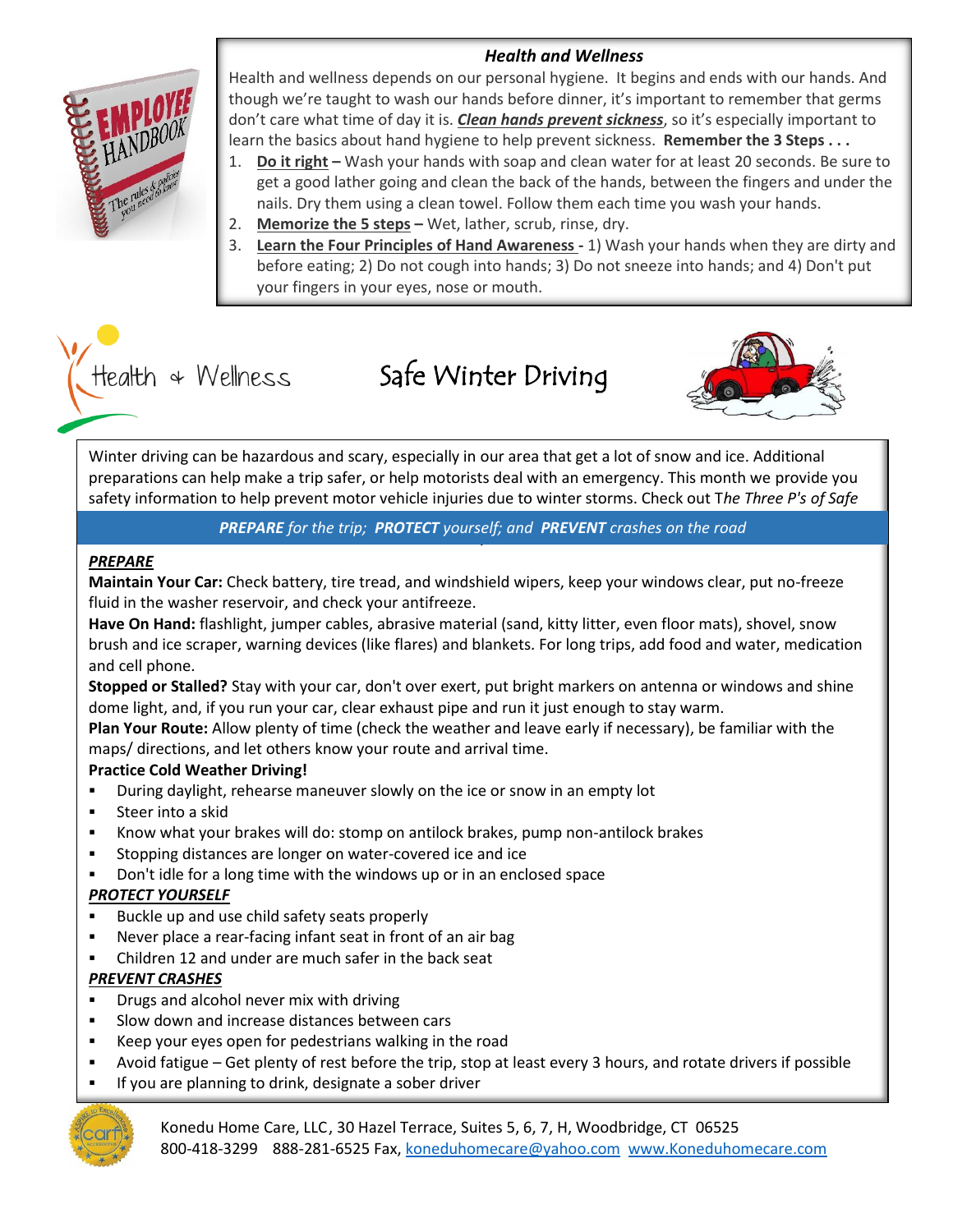## *Health and Wellness*

Health and wellness depends on our personal hygiene. It begins and ends with our hands. And though we're taught to wash our hands before dinner, it's important to remember that germs don't care what time of day it is. ***Clean hands prevent sickness***, so it's especially important to learn the basics about hand hygiene to help prevent sickness. **Remember the 3 Steps . . .**

1. **Do it right –** Wash your hands with soap and clean water for at least 20 seconds. Be sure to get a good lather going and clean the back of the hands, between the fingers and under the nails. Dry them using a clean towel. Follow them each time you wash your hands.
2. **Memorize the 5 steps –** Wet, lather, scrub, rinse, dry.
3. **Learn the Four Principles of Hand Awareness -** 1) Wash your hands when they are dirty and before eating; 2) Do not cough into hands; 3) Do not sneeze into hands; and 4) Don't put your fingers in your eyes, nose or mouth.

Health & Wellness

# Safe Winter Driving

Winter driving can be hazardous and scary, especially in our area that get a lot of snow and ice. Additional preparations can help make a trip safer, or help motorists deal with an emergency. This month we provide you safety information to help prevent motor vehicle injuries due to winter storms. Check out T*he Three P's of Safe*

***PREPARE** for the trip;* ***PROTECT** yourself; and* ***PREVENT** crashes on the road*

***PREPARE***

**Maintain Your Car:** Check battery, tire tread, and windshield wipers, keep your windows clear, put no-freeze fluid in the washer reservoir, and check your antifreeze.

**Have On Hand:** flashlight, jumper cables, abrasive material (sand, kitty litter, even floor mats), shovel, snow brush and ice scraper, warning devices (like flares) and blankets. For long trips, add food and water, medication and cell phone.

**Stopped or Stalled?** Stay with your car, don't over exert, put bright markers on antenna or windows and shine dome light, and, if you run your car, clear exhaust pipe and run it just enough to stay warm.

**Plan Your Route:** Allow plenty of time (check the weather and leave early if necessary), be familiar with the maps/ directions, and let others know your route and arrival time.

**Practice Cold Weather Driving!**

- During daylight, rehearse maneuver slowly on the ice or snow in an empty lot
- Steer into a skid
- Know what your brakes will do: stomp on antilock brakes, pump non-antilock brakes
- Stopping distances are longer on water-covered ice and ice
- Don't idle for a long time with the windows up or in an enclosed space

***PROTECT YOURSELF***

- Buckle up and use child safety seats properly
- Never place a rear-facing infant seat in front of an air bag
- Children 12 and under are much safer in the back seat

***PREVENT CRASHES***

- Drugs and alcohol never mix with driving
- Slow down and increase distances between cars
- Keep your eyes open for pedestrians walking in the road
- Avoid fatigue – Get plenty of rest before the trip, stop at least every 3 hours, and rotate drivers if possible
- If you are planning to drink, designate a sober driver

Konedu Home Care, LLC, 30 Hazel Terrace, Suites 5, 6, 7, H, Woodbridge, CT 06525
800-418-3299 888-281-6525 Fax, koneduhomecare@yahoo.com www.Koneduhomecare.com